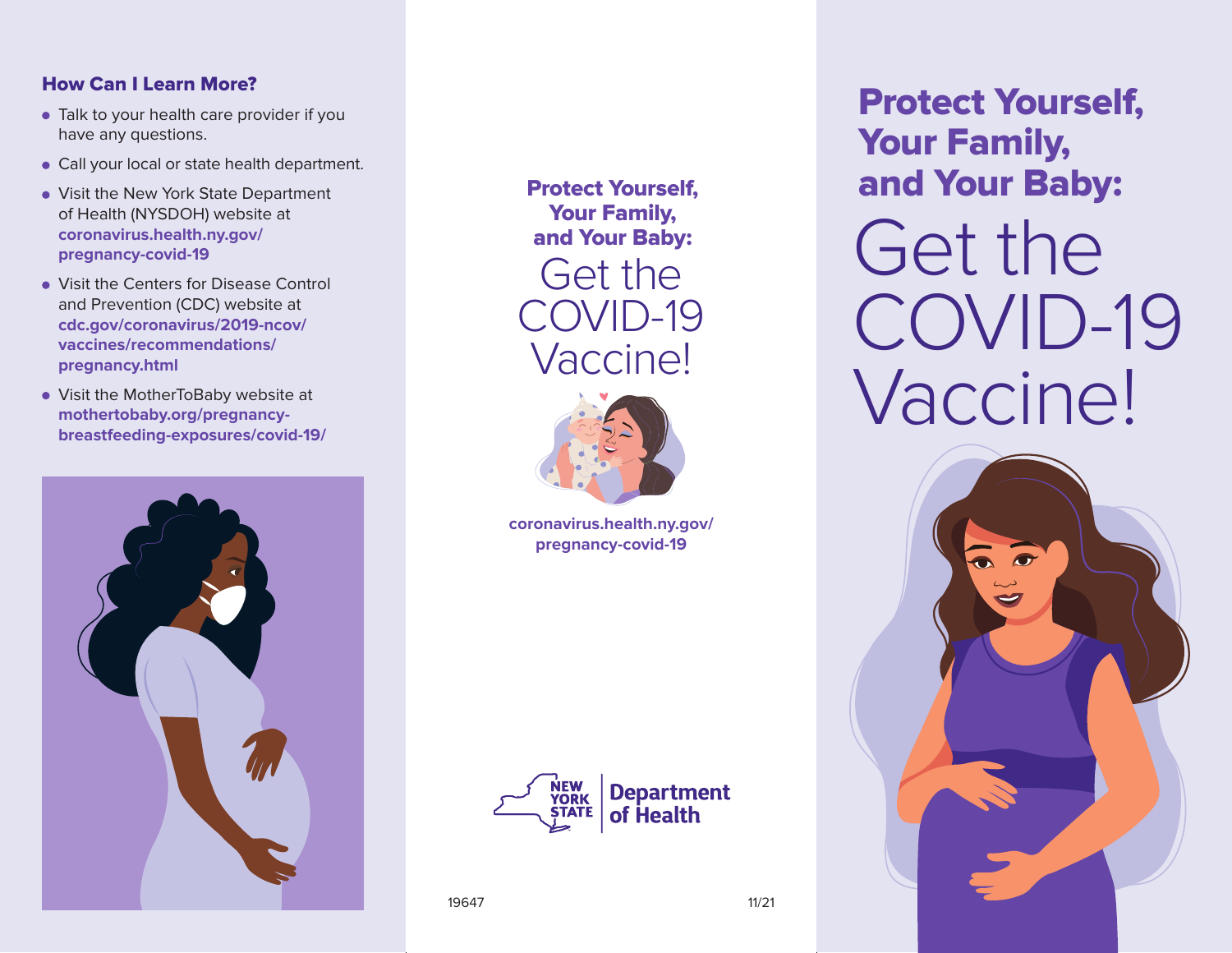## How Can I Learn More?

- Talk to your health care provider if you have any questions.
- Call your local or state health department.
- Visit the New York State Department of Health (NYSDOH) website at **coronavirus.health.ny.gov/pregnancy-covid-19**
- Visit the Centers for Disease Control and Prevention (CDC) website at **cdc.gov/coronavirus/2019-ncov/vaccines/recommendations/pregnancy.html**
- Visit the MotherToBaby website at **mothertobaby.org/pregnancy-breastfeeding-exposures/covid-19/**

**Protect Yourself, Your Family, and Your Baby:**

Get the COVID-19 Vaccine!

**coronavirus.health.ny.gov/pregnancy-covid-19**

NEW YORK STATE | Department of Health

19647 11/21

# Protect Yourself, Your Family, and Your Baby:

# Get the COVID-19 Vaccine!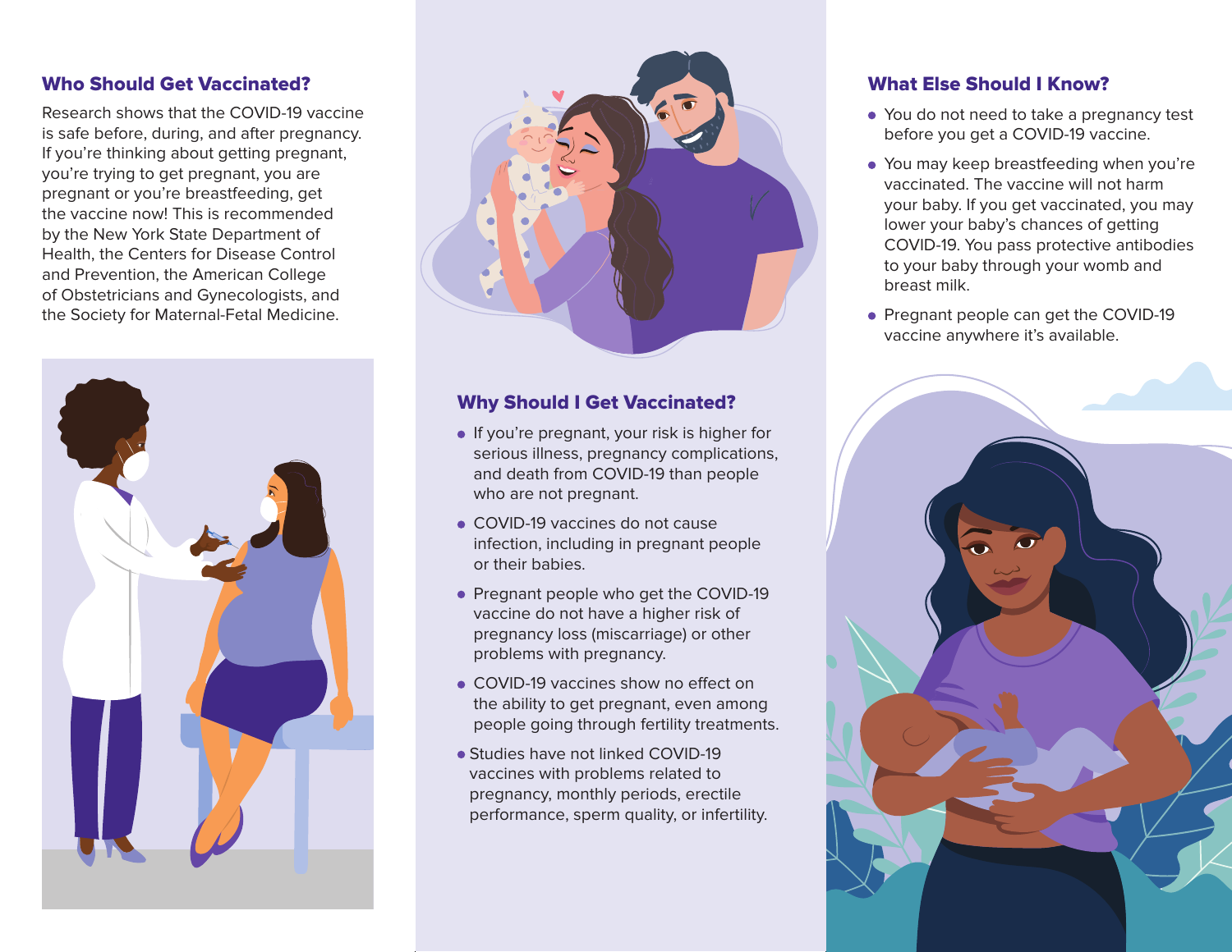## Who Should Get Vaccinated?

Research shows that the COVID-19 vaccine is safe before, during, and after pregnancy. If you're thinking about getting pregnant, you're trying to get pregnant, you are pregnant or you're breastfeeding, get the vaccine now! This is recommended by the New York State Department of Health, the Centers for Disease Control and Prevention, the American College of Obstetricians and Gynecologists, and the Society for Maternal-Fetal Medicine.

## Why Should I Get Vaccinated?

- If you're pregnant, your risk is higher for serious illness, pregnancy complications, and death from COVID-19 than people who are not pregnant.
- COVID-19 vaccines do not cause infection, including in pregnant people or their babies.
- Pregnant people who get the COVID-19 vaccine do not have a higher risk of pregnancy loss (miscarriage) or other problems with pregnancy.
- COVID-19 vaccines show no effect on the ability to get pregnant, even among people going through fertility treatments.
- Studies have not linked COVID-19 vaccines with problems related to pregnancy, monthly periods, erectile performance, sperm quality, or infertility.

## What Else Should I Know?

- You do not need to take a pregnancy test before you get a COVID-19 vaccine.
- You may keep breastfeeding when you're vaccinated. The vaccine will not harm your baby. If you get vaccinated, you may lower your baby's chances of getting COVID-19. You pass protective antibodies to your baby through your womb and breast milk.
- Pregnant people can get the COVID-19 vaccine anywhere it's available.